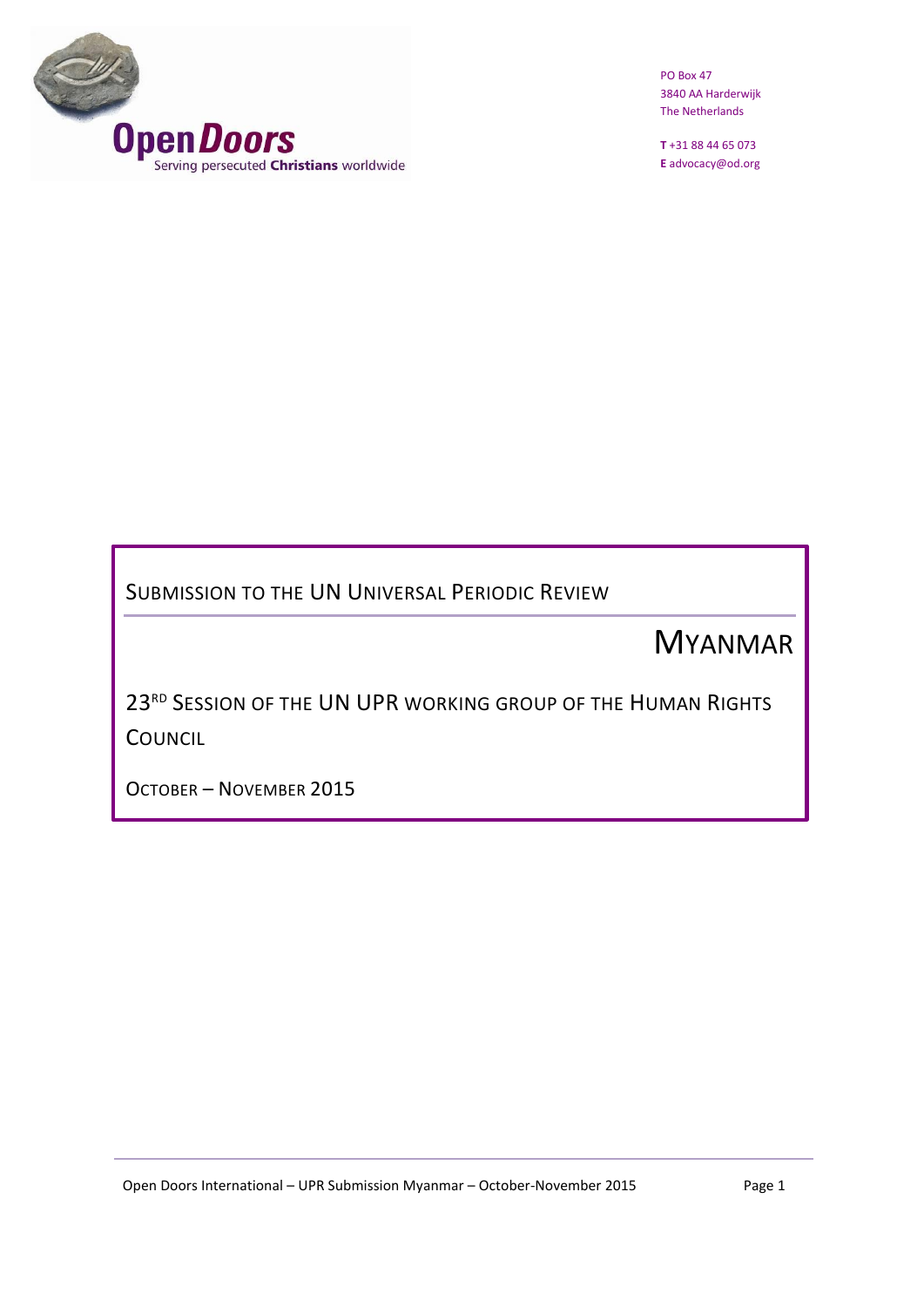Open Doors
Serving persecuted **Christians** worldwide

PO Box 47
3840 AA Harderwijk
The Netherlands

**T** +31 88 44 65 073
**E** advocacy@od.org

# Submission to the UN Universal Periodic Review

# Myanmar

## 23rd Session of the UN UPR working group of the Human Rights Council

## October – November 2015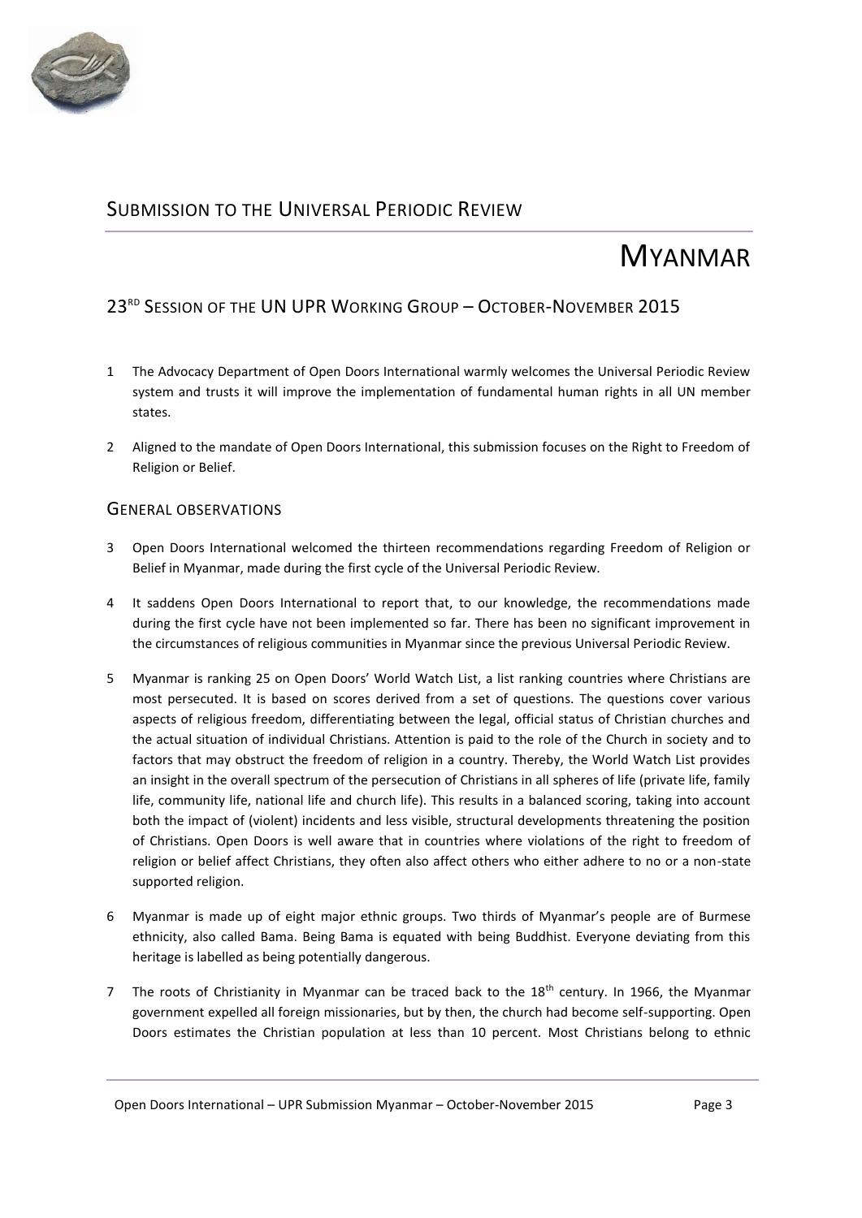## Submission to the Universal Periodic Review

# Myanmar

### 23rd Session of the UN UPR Working Group – October-November 2015

1 The Advocacy Department of Open Doors International warmly welcomes the Universal Periodic Review system and trusts it will improve the implementation of fundamental human rights in all UN member states.

2 Aligned to the mandate of Open Doors International, this submission focuses on the Right to Freedom of Religion or Belief.

### General observations

3 Open Doors International welcomed the thirteen recommendations regarding Freedom of Religion or Belief in Myanmar, made during the first cycle of the Universal Periodic Review.

4 It saddens Open Doors International to report that, to our knowledge, the recommendations made during the first cycle have not been implemented so far. There has been no significant improvement in the circumstances of religious communities in Myanmar since the previous Universal Periodic Review.

5 Myanmar is ranking 25 on Open Doors' World Watch List, a list ranking countries where Christians are most persecuted. It is based on scores derived from a set of questions. The questions cover various aspects of religious freedom, differentiating between the legal, official status of Christian churches and the actual situation of individual Christians. Attention is paid to the role of the Church in society and to factors that may obstruct the freedom of religion in a country. Thereby, the World Watch List provides an insight in the overall spectrum of the persecution of Christians in all spheres of life (private life, family life, community life, national life and church life). This results in a balanced scoring, taking into account both the impact of (violent) incidents and less visible, structural developments threatening the position of Christians. Open Doors is well aware that in countries where violations of the right to freedom of religion or belief affect Christians, they often also affect others who either adhere to no or a non-state supported religion.

6 Myanmar is made up of eight major ethnic groups. Two thirds of Myanmar's people are of Burmese ethnicity, also called Bama. Being Bama is equated with being Buddhist. Everyone deviating from this heritage is labelled as being potentially dangerous.

7 The roots of Christianity in Myanmar can be traced back to the 18th century. In 1966, the Myanmar government expelled all foreign missionaries, but by then, the church had become self-supporting. Open Doors estimates the Christian population at less than 10 percent. Most Christians belong to ethnic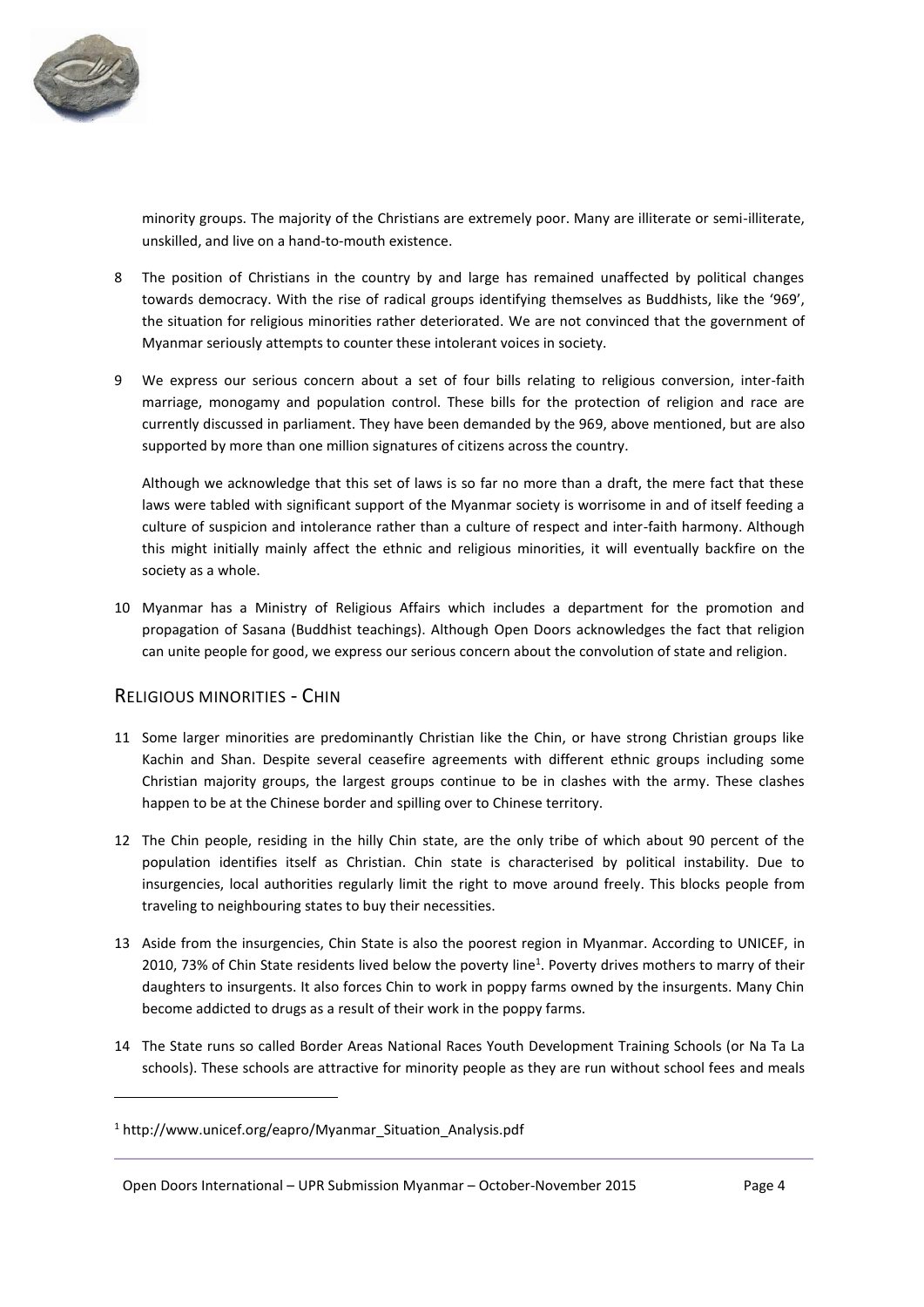minority groups. The majority of the Christians are extremely poor. Many are illiterate or semi-illiterate, unskilled, and live on a hand-to-mouth existence.

8 The position of Christians in the country by and large has remained unaffected by political changes towards democracy. With the rise of radical groups identifying themselves as Buddhists, like the '969', the situation for religious minorities rather deteriorated. We are not convinced that the government of Myanmar seriously attempts to counter these intolerant voices in society.

9 We express our serious concern about a set of four bills relating to religious conversion, inter-faith marriage, monogamy and population control. These bills for the protection of religion and race are currently discussed in parliament. They have been demanded by the 969, above mentioned, but are also supported by more than one million signatures of citizens across the country.

Although we acknowledge that this set of laws is so far no more than a draft, the mere fact that these laws were tabled with significant support of the Myanmar society is worrisome in and of itself feeding a culture of suspicion and intolerance rather than a culture of respect and inter-faith harmony. Although this might initially mainly affect the ethnic and religious minorities, it will eventually backfire on the society as a whole.

10 Myanmar has a Ministry of Religious Affairs which includes a department for the promotion and propagation of Sasana (Buddhist teachings). Although Open Doors acknowledges the fact that religion can unite people for good, we express our serious concern about the convolution of state and religion.

## Religious minorities - Chin

11 Some larger minorities are predominantly Christian like the Chin, or have strong Christian groups like Kachin and Shan. Despite several ceasefire agreements with different ethnic groups including some Christian majority groups, the largest groups continue to be in clashes with the army. These clashes happen to be at the Chinese border and spilling over to Chinese territory.

12 The Chin people, residing in the hilly Chin state, are the only tribe of which about 90 percent of the population identifies itself as Christian. Chin state is characterised by political instability. Due to insurgencies, local authorities regularly limit the right to move around freely. This blocks people from traveling to neighbouring states to buy their necessities.

13 Aside from the insurgencies, Chin State is also the poorest region in Myanmar. According to UNICEF, in 2010, 73% of Chin State residents lived below the poverty line[1]. Poverty drives mothers to marry of their daughters to insurgents. It also forces Chin to work in poppy farms owned by the insurgents. Many Chin become addicted to drugs as a result of their work in the poppy farms.

14 The State runs so called Border Areas National Races Youth Development Training Schools (or Na Ta La schools). These schools are attractive for minority people as they are run without school fees and meals

---

[1] http://www.unicef.org/eapro/Myanmar_Situation_Analysis.pdf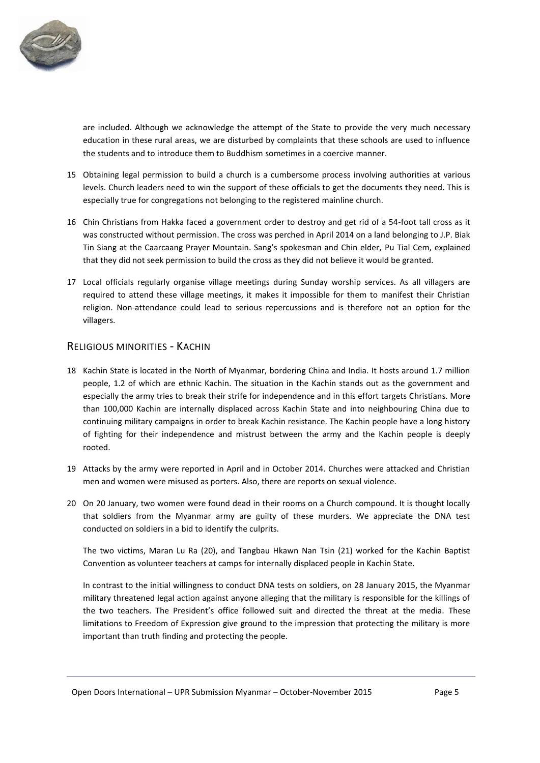are included. Although we acknowledge the attempt of the State to provide the very much necessary education in these rural areas, we are disturbed by complaints that these schools are used to influence the students and to introduce them to Buddhism sometimes in a coercive manner.

15 Obtaining legal permission to build a church is a cumbersome process involving authorities at various levels. Church leaders need to win the support of these officials to get the documents they need. This is especially true for congregations not belonging to the registered mainline church.

16 Chin Christians from Hakka faced a government order to destroy and get rid of a 54-foot tall cross as it was constructed without permission. The cross was perched in April 2014 on a land belonging to J.P. Biak Tin Siang at the Caarcaang Prayer Mountain. Sang's spokesman and Chin elder, Pu Tial Cem, explained that they did not seek permission to build the cross as they did not believe it would be granted.

17 Local officials regularly organise village meetings during Sunday worship services. As all villagers are required to attend these village meetings, it makes it impossible for them to manifest their Christian religion. Non-attendance could lead to serious repercussions and is therefore not an option for the villagers.

## Religious minorities - Kachin

18 Kachin State is located in the North of Myanmar, bordering China and India. It hosts around 1.7 million people, 1.2 of which are ethnic Kachin. The situation in the Kachin stands out as the government and especially the army tries to break their strife for independence and in this effort targets Christians. More than 100,000 Kachin are internally displaced across Kachin State and into neighbouring China due to continuing military campaigns in order to break Kachin resistance. The Kachin people have a long history of fighting for their independence and mistrust between the army and the Kachin people is deeply rooted.

19 Attacks by the army were reported in April and in October 2014. Churches were attacked and Christian men and women were misused as porters. Also, there are reports on sexual violence.

20 On 20 January, two women were found dead in their rooms on a Church compound. It is thought locally that soldiers from the Myanmar army are guilty of these murders. We appreciate the DNA test conducted on soldiers in a bid to identify the culprits.

The two victims, Maran Lu Ra (20), and Tangbau Hkawn Nan Tsin (21) worked for the Kachin Baptist Convention as volunteer teachers at camps for internally displaced people in Kachin State.

In contrast to the initial willingness to conduct DNA tests on soldiers, on 28 January 2015, the Myanmar military threatened legal action against anyone alleging that the military is responsible for the killings of the two teachers. The President's office followed suit and directed the threat at the media. These limitations to Freedom of Expression give ground to the impression that protecting the military is more important than truth finding and protecting the people.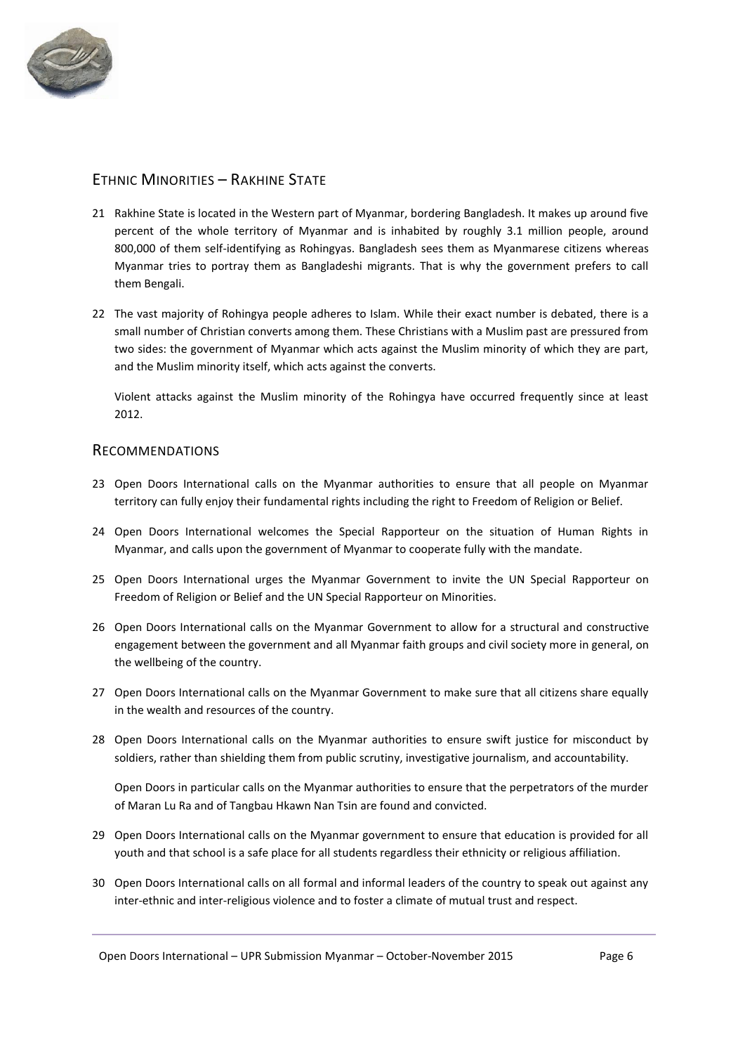## Ethnic Minorities – Rakhine State

21 Rakhine State is located in the Western part of Myanmar, bordering Bangladesh. It makes up around five percent of the whole territory of Myanmar and is inhabited by roughly 3.1 million people, around 800,000 of them self-identifying as Rohingyas. Bangladesh sees them as Myanmarese citizens whereas Myanmar tries to portray them as Bangladeshi migrants. That is why the government prefers to call them Bengali.

22 The vast majority of Rohingya people adheres to Islam. While their exact number is debated, there is a small number of Christian converts among them. These Christians with a Muslim past are pressured from two sides: the government of Myanmar which acts against the Muslim minority of which they are part, and the Muslim minority itself, which acts against the converts.

Violent attacks against the Muslim minority of the Rohingya have occurred frequently since at least 2012.

## Recommendations

23 Open Doors International calls on the Myanmar authorities to ensure that all people on Myanmar territory can fully enjoy their fundamental rights including the right to Freedom of Religion or Belief.

24 Open Doors International welcomes the Special Rapporteur on the situation of Human Rights in Myanmar, and calls upon the government of Myanmar to cooperate fully with the mandate.

25 Open Doors International urges the Myanmar Government to invite the UN Special Rapporteur on Freedom of Religion or Belief and the UN Special Rapporteur on Minorities.

26 Open Doors International calls on the Myanmar Government to allow for a structural and constructive engagement between the government and all Myanmar faith groups and civil society more in general, on the wellbeing of the country.

27 Open Doors International calls on the Myanmar Government to make sure that all citizens share equally in the wealth and resources of the country.

28 Open Doors International calls on the Myanmar authorities to ensure swift justice for misconduct by soldiers, rather than shielding them from public scrutiny, investigative journalism, and accountability.

Open Doors in particular calls on the Myanmar authorities to ensure that the perpetrators of the murder of Maran Lu Ra and of Tangbau Hkawn Nan Tsin are found and convicted.

29 Open Doors International calls on the Myanmar government to ensure that education is provided for all youth and that school is a safe place for all students regardless their ethnicity or religious affiliation.

30 Open Doors International calls on all formal and informal leaders of the country to speak out against any inter-ethnic and inter-religious violence and to foster a climate of mutual trust and respect.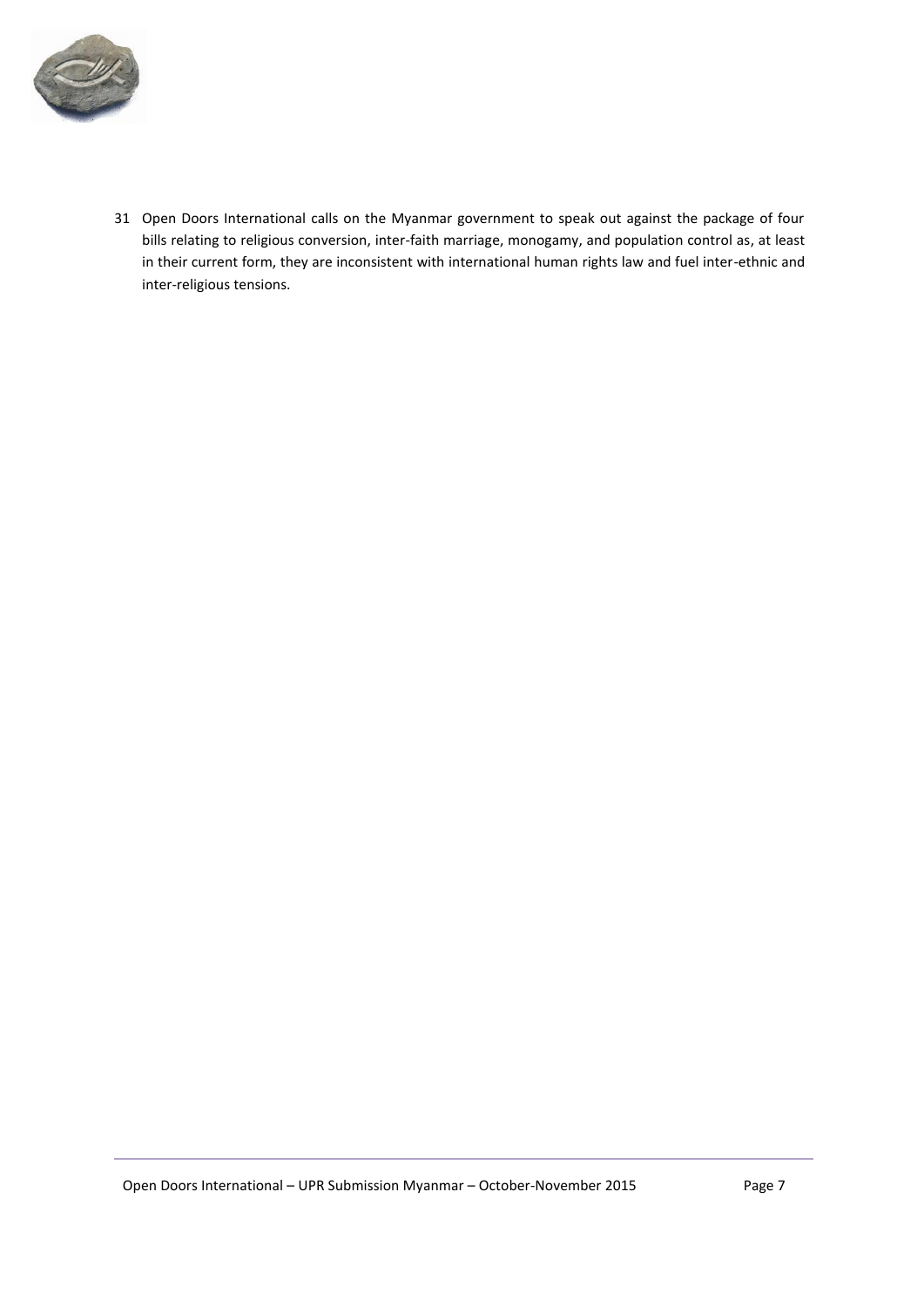31 Open Doors International calls on the Myanmar government to speak out against the package of four bills relating to religious conversion, inter-faith marriage, monogamy, and population control as, at least in their current form, they are inconsistent with international human rights law and fuel inter-ethnic and inter-religious tensions.